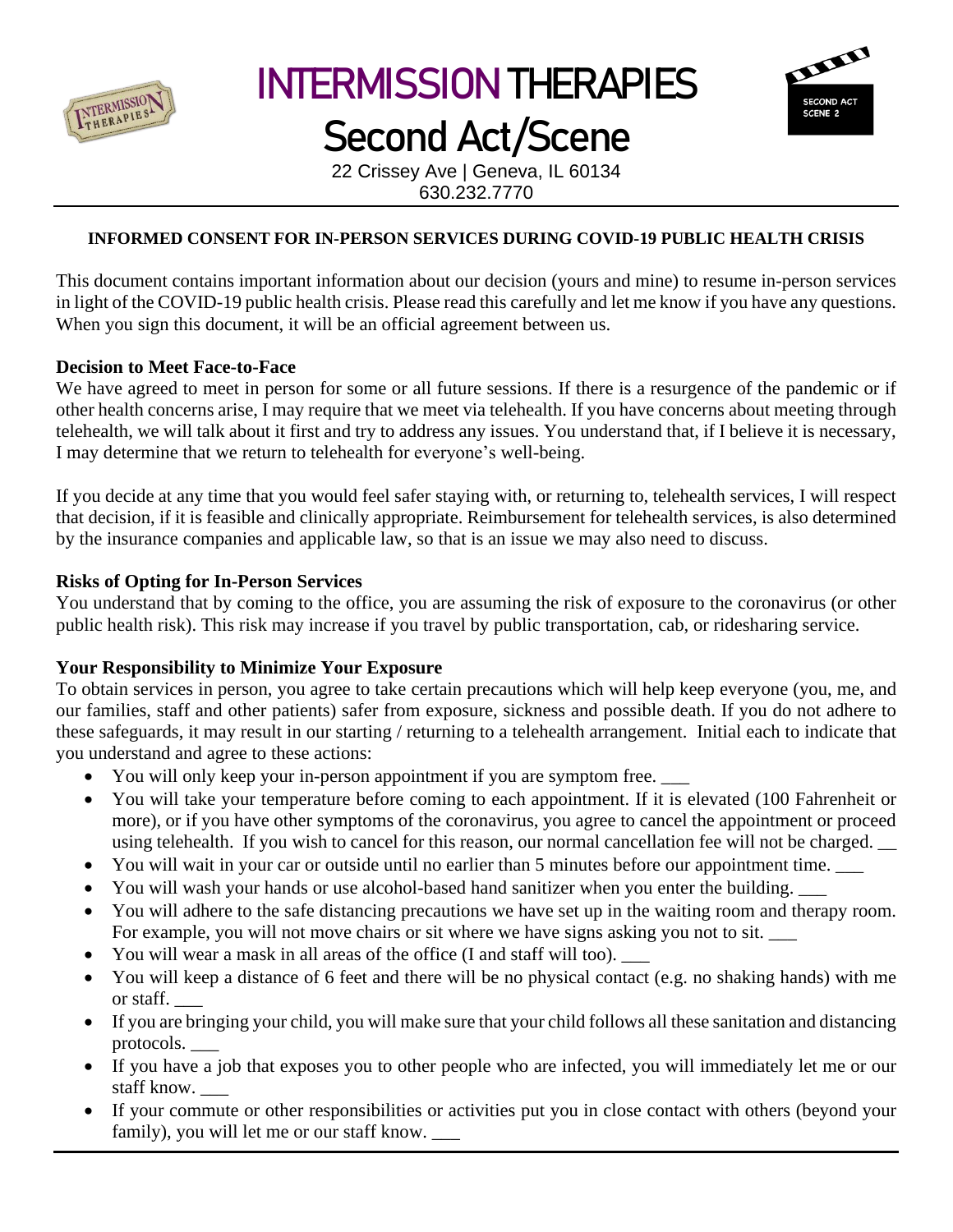# INTERMISSION THERAPIES

## Second Act/Scene

22 Crissey Ave | Geneva, IL 60134
630.232.7770

---

**INFORMED CONSENT FOR IN-PERSON SERVICES DURING COVID-19 PUBLIC HEALTH CRISIS**

This document contains important information about our decision (yours and mine) to resume in-person services in light of the COVID-19 public health crisis. Please read this carefully and let me know if you have any questions. When you sign this document, it will be an official agreement between us.

### Decision to Meet Face-to-Face

We have agreed to meet in person for some or all future sessions. If there is a resurgence of the pandemic or if other health concerns arise, I may require that we meet via telehealth. If you have concerns about meeting through telehealth, we will talk about it first and try to address any issues. You understand that, if I believe it is necessary, I may determine that we return to telehealth for everyone's well-being.

If you decide at any time that you would feel safer staying with, or returning to, telehealth services, I will respect that decision, if it is feasible and clinically appropriate. Reimbursement for telehealth services, is also determined by the insurance companies and applicable law, so that is an issue we may also need to discuss.

### Risks of Opting for In-Person Services

You understand that by coming to the office, you are assuming the risk of exposure to the coronavirus (or other public health risk). This risk may increase if you travel by public transportation, cab, or ridesharing service.

### Your Responsibility to Minimize Your Exposure

To obtain services in person, you agree to take certain precautions which will help keep everyone (you, me, and our families, staff and other patients) safer from exposure, sickness and possible death. If you do not adhere to these safeguards, it may result in our starting / returning to a telehealth arrangement. Initial each to indicate that you understand and agree to these actions:

- You will only keep your in-person appointment if you are symptom free. ___
- You will take your temperature before coming to each appointment. If it is elevated (100 Fahrenheit or more), or if you have other symptoms of the coronavirus, you agree to cancel the appointment or proceed using telehealth. If you wish to cancel for this reason, our normal cancellation fee will not be charged. __
- You will wait in your car or outside until no earlier than 5 minutes before our appointment time. ___
- You will wash your hands or use alcohol-based hand sanitizer when you enter the building. ___
- You will adhere to the safe distancing precautions we have set up in the waiting room and therapy room. For example, you will not move chairs or sit where we have signs asking you not to sit. ___
- You will wear a mask in all areas of the office (I and staff will too). ___
- You will keep a distance of 6 feet and there will be no physical contact (e.g. no shaking hands) with me or staff. ___
- If you are bringing your child, you will make sure that your child follows all these sanitation and distancing protocols. ___
- If you have a job that exposes you to other people who are infected, you will immediately let me or our staff know. ___
- If your commute or other responsibilities or activities put you in close contact with others (beyond your family), you will let me or our staff know. ___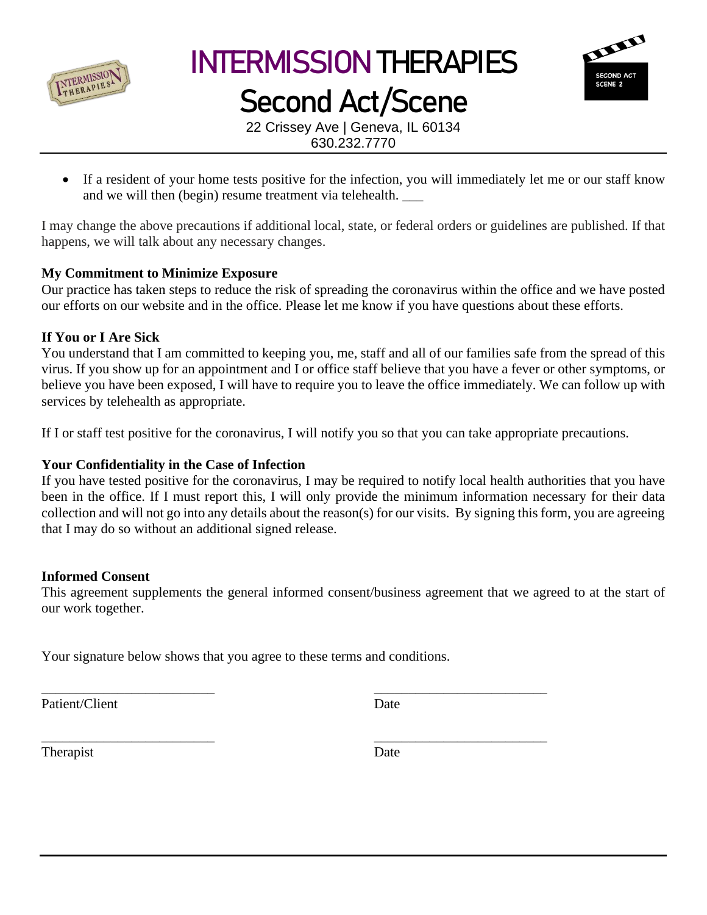# INTERMISSION THERAPIES

## Second Act/Scene

22 Crissey Ave | Geneva, IL 60134
630.232.7770

- If a resident of your home tests positive for the infection, you will immediately let me or our staff know and we will then (begin) resume treatment via telehealth. ___

I may change the above precautions if additional local, state, or federal orders or guidelines are published. If that happens, we will talk about any necessary changes.

**My Commitment to Minimize Exposure**
Our practice has taken steps to reduce the risk of spreading the coronavirus within the office and we have posted our efforts on our website and in the office. Please let me know if you have questions about these efforts.

**If You or I Are Sick**
You understand that I am committed to keeping you, me, staff and all of our families safe from the spread of this virus. If you show up for an appointment and I or office staff believe that you have a fever or other symptoms, or believe you have been exposed, I will have to require you to leave the office immediately. We can follow up with services by telehealth as appropriate.

If I or staff test positive for the coronavirus, I will notify you so that you can take appropriate precautions.

**Your Confidentiality in the Case of Infection**
If you have tested positive for the coronavirus, I may be required to notify local health authorities that you have been in the office. If I must report this, I will only provide the minimum information necessary for their data collection and will not go into any details about the reason(s) for our visits. By signing this form, you are agreeing that I may do so without an additional signed release.

**Informed Consent**
This agreement supplements the general informed consent/business agreement that we agreed to at the start of our work together.

Your signature below shows that you agree to these terms and conditions.

_________________________ _________________________
Patient/Client Date

_________________________ _________________________
Therapist Date